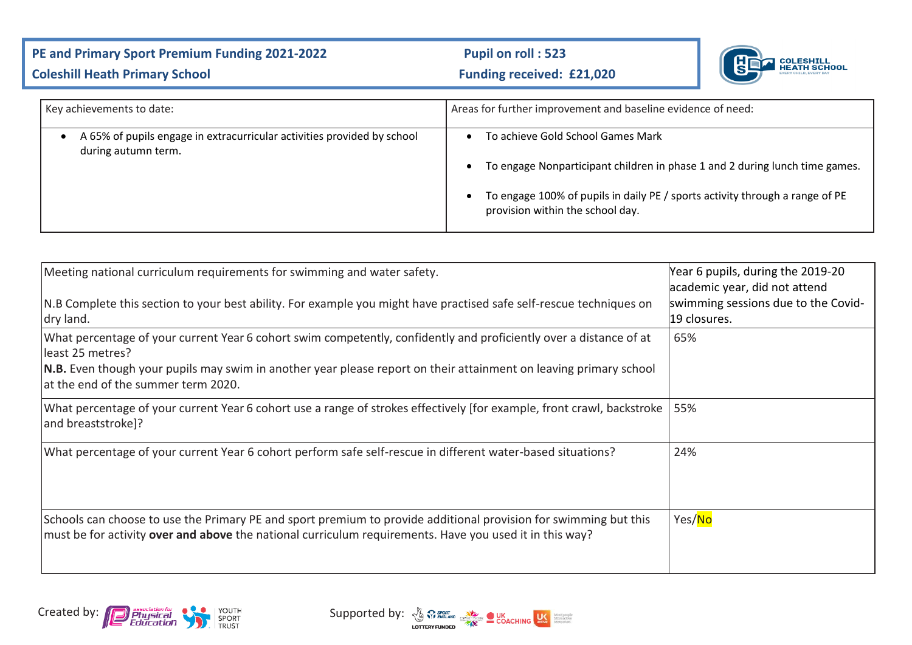**PE and Primary Sport Premium Funding 2021-2022**
**Coleshill Heath Primary School**

**Pupil on roll : 523**
**Funding received: £21,020**

| Key achievements to date: | Areas for further improvement and baseline evidence of need: |
| --- | --- |
| • A 65% of pupils engage in extracurricular activities provided by school during autumn term. | • To achieve Gold School Games Mark<br>• To engage Nonparticipant children in phase 1 and 2 during lunch time games.<br>• To engage 100% of pupils in daily PE / sports activity through a range of PE provision within the school day. |

| Meeting national curriculum requirements for swimming and water safety.<br><br>N.B Complete this section to your best ability. For example you might have practised safe self-rescue techniques on dry land. | Year 6 pupils, during the 2019-20 academic year, did not attend swimming sessions due to the Covid-19 closures. |
| --- | --- |
| What percentage of your current Year 6 cohort swim competently, confidently and proficiently over a distance of at least 25 metres?<br>**N.B.** Even though your pupils may swim in another year please report on their attainment on leaving primary school at the end of the summer term 2020. | 65% |
| What percentage of your current Year 6 cohort use a range of strokes effectively [for example, front crawl, backstroke and breaststroke]? | 55% |
| What percentage of your current Year 6 cohort perform safe self-rescue in different water-based situations? | 24% |
| Schools can choose to use the Primary PE and sport premium to provide additional provision for swimming but this must be for activity **over and above** the national curriculum requirements. Have you used it in this way? | Yes/No |

Created by: Association for Physical Education, Youth Sport Trust

Supported by: Sport England, UK Coaching, UK Active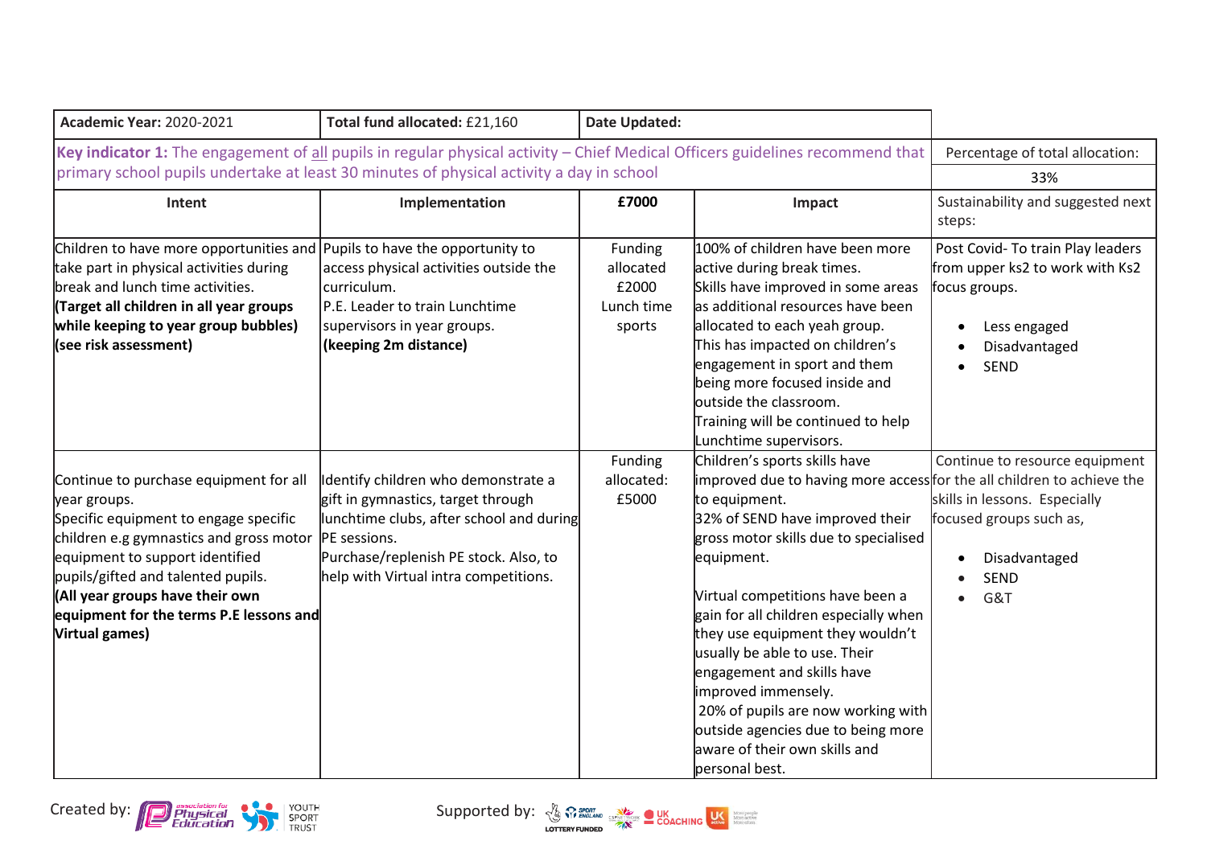| **Academic Year:** 2020-2021 | **Total fund allocated:** £21,160 | **Date Updated:** | | |
|---|---|---|---|---|
| **Key indicator 1:** The engagement of all pupils in regular physical activity – Chief Medical Officers guidelines recommend that primary school pupils undertake at least 30 minutes of physical activity a day in school | | | | Percentage of total allocation: 33% |
| **Intent** | **Implementation** | **£7000** | **Impact** | Sustainability and suggested next steps: |
| Children to have more opportunities and take part in physical activities during break and lunch time activities. **(Target all children in all year groups while keeping to year group bubbles) (see risk assessment)** | Pupils to have the opportunity to access physical activities outside the curriculum. P.E. Leader to train Lunchtime supervisors in year groups. **(keeping 2m distance)** | Funding allocated £2000 Lunch time sports | 100% of children have been more active during break times. Skills have improved in some areas as additional resources have been allocated to each yeah group. This has impacted on children's engagement in sport and them being more focused inside and outside the classroom. Training will be continued to help Lunchtime supervisors. | Post Covid- To train Play leaders from upper ks2 to work with Ks2 focus groups. <br>• Less engaged <br>• Disadvantaged <br>• SEND |
| Continue to purchase equipment for all year groups. Specific equipment to engage specific children e.g gymnastics and gross motor equipment to support identified pupils/gifted and talented pupils. **(All year groups have their own equipment for the terms P.E lessons and Virtual games)** | Identify children who demonstrate a gift in gymnastics, target through lunchtime clubs, after school and during PE sessions. Purchase/replenish PE stock. Also, to help with Virtual intra competitions. | Funding allocated: £5000 | Children's sports skills have improved due to having more access to equipment. 32% of SEND have improved their gross motor skills due to specialised equipment. <br><br>Virtual competitions have been a gain for all children especially when they use equipment they wouldn't usually be able to use. Their engagement and skills have improved immensely. 20% of pupils are now working with outside agencies due to being more aware of their own skills and personal best. | Continue to resource equipment for the all children to achieve the skills in lessons. Especially focused groups such as, <br>• Disadvantaged <br>• SEND <br>• G&T |

Created by: association for Physical Education, Youth Sport Trust

Supported by: Sport England Lottery Funded, UK Coaching, UK Active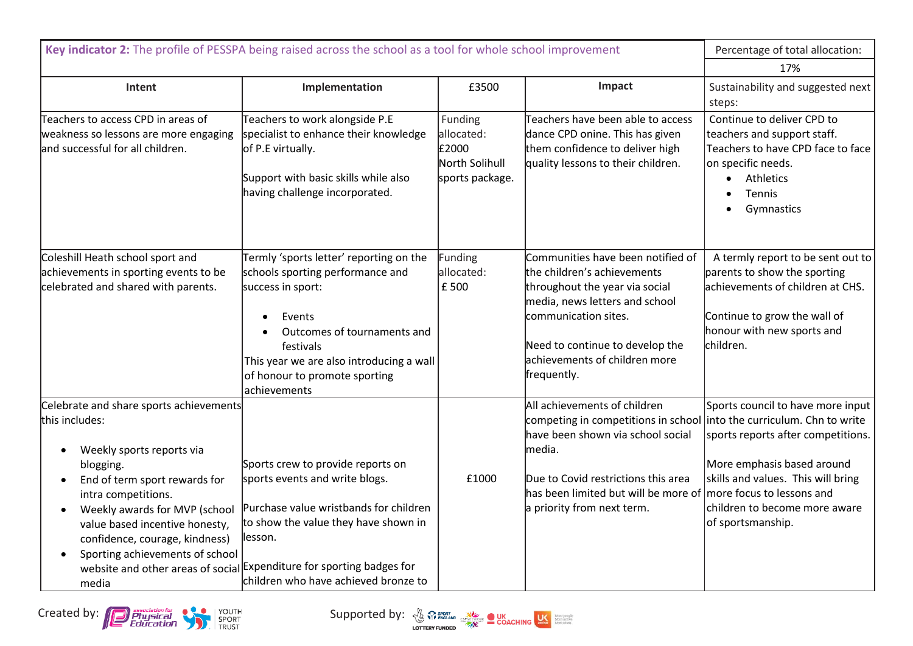| **Key indicator 2:** The profile of PESSPA being raised across the school as a tool for whole school improvement | | | | Percentage of total allocation: |
|---|---|---|---|---|
| | | | | 17% |
| **Intent** | **Implementation** | £3500 | **Impact** | Sustainability and suggested next steps: |
| Teachers to access CPD in areas of weakness so lessons are more engaging and successful for all children. | Teachers to work alongside P.E specialist to enhance their knowledge of P.E virtually.<br><br>Support with basic skills while also having challenge incorporated. | Funding allocated: £2000 North Solihull sports package. | Teachers have been able to access dance CPD onine. This has given them confidence to deliver high quality lessons to their children. | Continue to deliver CPD to teachers and support staff. Teachers to have CPD face to face on specific needs.<br>• Athletics<br>• Tennis<br>• Gymnastics |
| Coleshill Heath school sport and achievements in sporting events to be celebrated and shared with parents. | Termly 'sports letter' reporting on the schools sporting performance and success in sport:<br>• Events<br>• Outcomes of tournaments and festivals<br>This year we are also introducing a wall of honour to promote sporting achievements | Funding allocated: £ 500 | Communities have been notified of the children's achievements throughout the year via social media, news letters and school communication sites.<br><br>Need to continue to develop the achievements of children more frequently. | A termly report to be sent out to parents to show the sporting achievements of children at CHS.<br><br>Continue to grow the wall of honour with new sports and children. |
| Celebrate and share sports achievements this includes:<br>• Weekly sports reports via blogging.<br>• End of term sport rewards for intra competitions.<br>• Weekly awards for MVP (school value based incentive honesty, confidence, courage, kindness)<br>• Sporting achievements of school website and other areas of social media | Sports crew to provide reports on sports events and write blogs.<br><br>Purchase value wristbands for children to show the value they have shown in lesson.<br><br>Expenditure for sporting badges for children who have achieved bronze to | £1000 | All achievements of children competing in competitions in school have been shown via school social media.<br><br>Due to Covid restrictions this area has been limited but will be more of a priority from next term. | Sports council to have more input into the curriculum. Chn to write sports reports after competitions.<br><br>More emphasis based around skills and values. This will bring more focus to lessons and children to become more aware of sportsmanship. |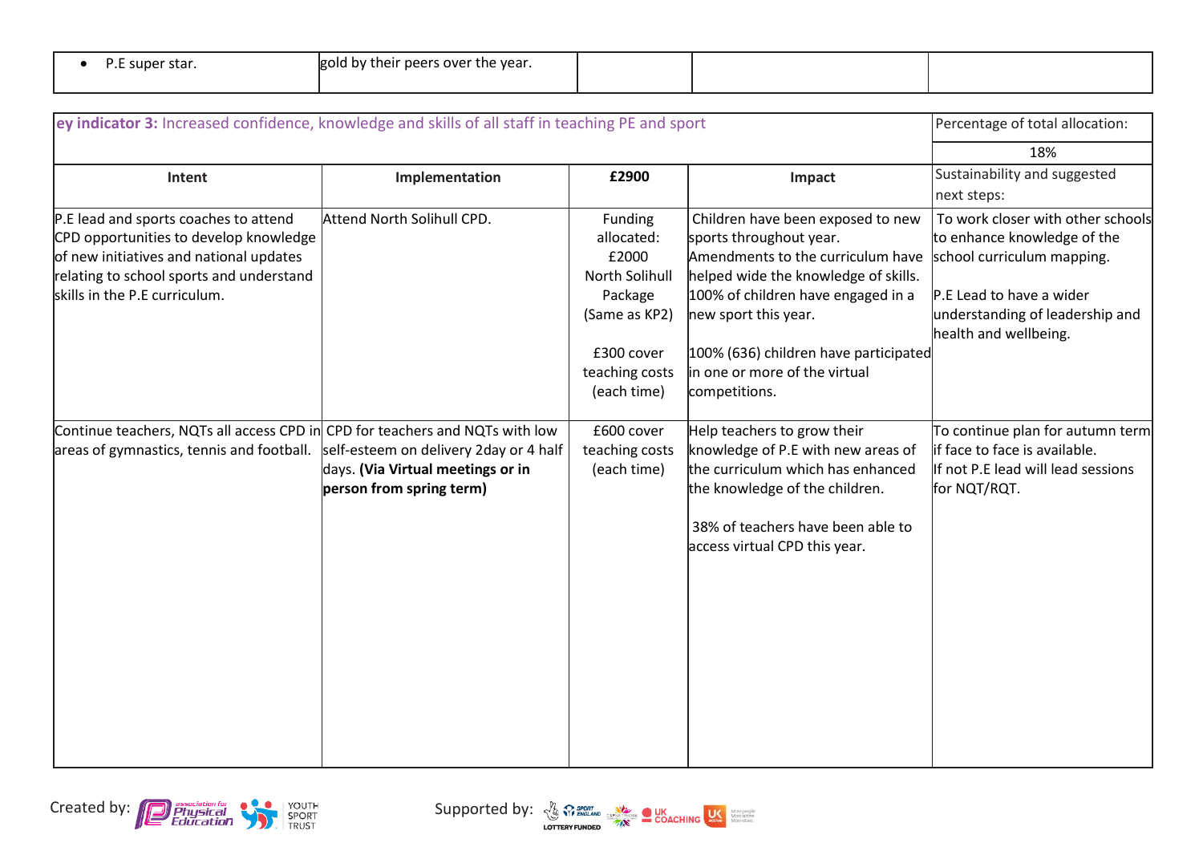| • P.E super star. | gold by their peers over the year. | | | |
|---|---|---|---|---|

| ey indicator 3: Increased confidence, knowledge and skills of all staff in teaching PE and sport | | | | Percentage of total allocation: |
|---|---|---|---|---|
| | | | | 18% |
| **Intent** | **Implementation** | **£2900** | **Impact** | Sustainability and suggested next steps: |
| P.E lead and sports coaches to attend CPD opportunities to develop knowledge of new initiatives and national updates relating to school sports and understand skills in the P.E curriculum. | Attend North Solihull CPD. | Funding allocated: £2000 North Solihull Package (Same as KP2)<br><br>£300 cover teaching costs (each time) | Children have been exposed to new sports throughout year. Amendments to the curriculum have helped wide the knowledge of skills. 100% of children have engaged in a new sport this year.<br><br>100% (636) children have participated in one or more of the virtual competitions. | To work closer with other schools to enhance knowledge of the school curriculum mapping.<br><br>P.E Lead to have a wider understanding of leadership and health and wellbeing. |
| Continue teachers, NQTs all access CPD in areas of gymnastics, tennis and football. | CPD for teachers and NQTs with low self-esteem on delivery 2day or 4 half days. **(Via Virtual meetings or in person from spring term)** | £600 cover teaching costs (each time) | Help teachers to grow their knowledge of P.E with new areas of the curriculum which has enhanced the knowledge of the children.<br><br>38% of teachers have been able to access virtual CPD this year. | To continue plan for autumn term if face to face is available. If not P.E lead will lead sessions for NQT/RQT. |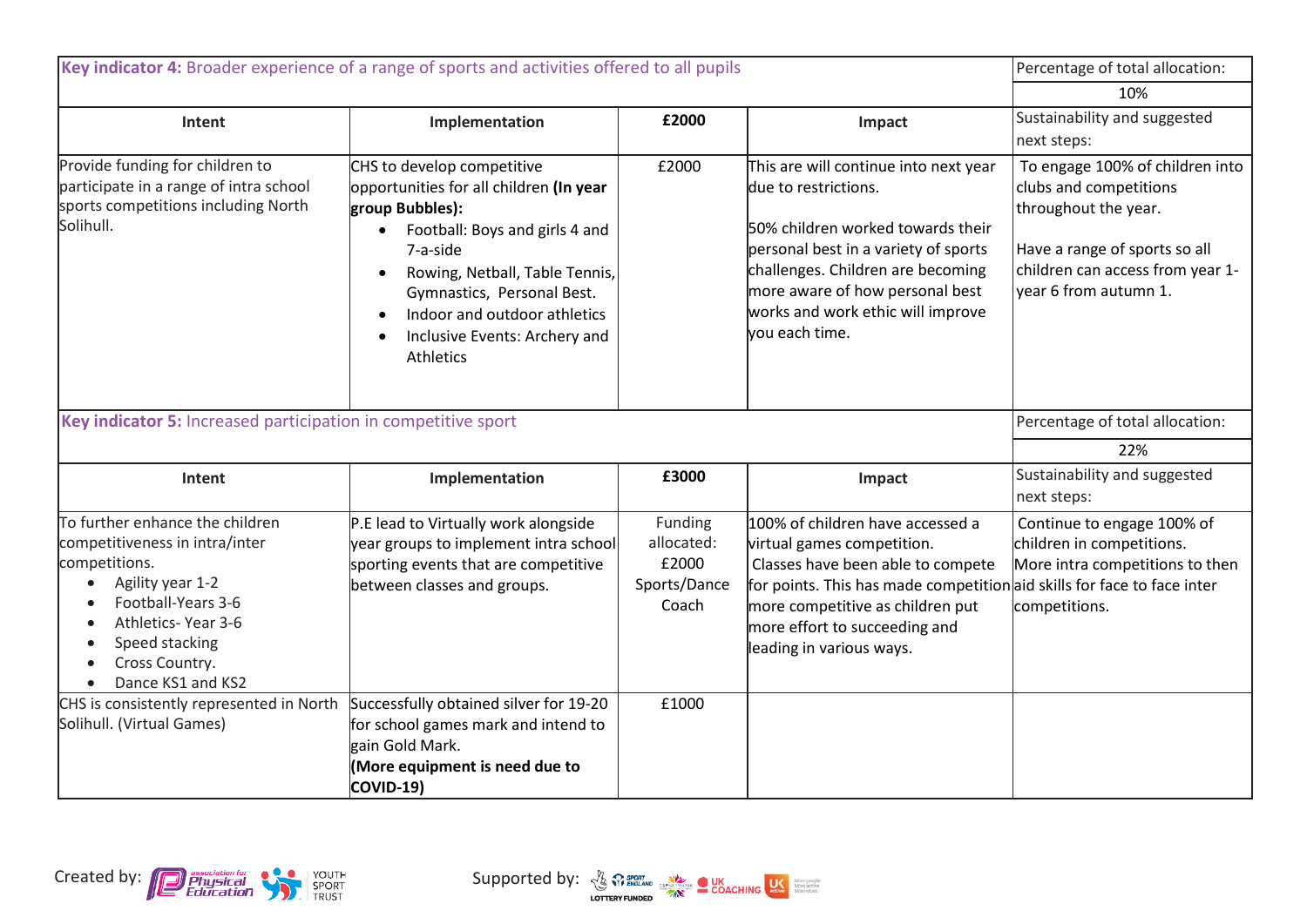| **Key indicator 4:** Broader experience of a range of sports and activities offered to all pupils | | | | Percentage of total allocation: |
|---|---|---|---|---|
| | | | | 10% |
| **Intent** | **Implementation** | **£2000** | **Impact** | Sustainability and suggested next steps: |
| Provide funding for children to participate in a range of intra school sports competitions including North Solihull. | CHS to develop competitive opportunities for all children **(In year group Bubbles):**<br>• Football: Boys and girls 4 and 7-a-side<br>• Rowing, Netball, Table Tennis, Gymnastics, Personal Best.<br>• Indoor and outdoor athletics<br>• Inclusive Events: Archery and Athletics | £2000 | This are will continue into next year due to restrictions.<br><br>50% children worked towards their personal best in a variety of sports challenges. Children are becoming more aware of how personal best works and work ethic will improve you each time. | To engage 100% of children into clubs and competitions throughout the year.<br><br>Have a range of sports so all children can access from year 1-year 6 from autumn 1. |

| **Key indicator 5:** Increased participation in competitive sport | | | | Percentage of total allocation: |
|---|---|---|---|---|
| | | | | 22% |
| **Intent** | **Implementation** | **£3000** | **Impact** | Sustainability and suggested next steps: |
| To further enhance the children competitiveness in intra/inter competitions.<br>• Agility year 1-2<br>• Football-Years 3-6<br>• Athletics- Year 3-6<br>• Speed stacking<br>• Cross Country.<br>• Dance KS1 and KS2 | P.E lead to Virtually work alongside year groups to implement intra school sporting events that are competitive between classes and groups. | Funding allocated: £2000 Sports/Dance Coach | 100% of children have accessed a virtual games competition.<br>Classes have been able to compete for points. This has made competition more competitive as children put more effort to succeeding and leading in various ways. | Continue to engage 100% of children in competitions.<br>More intra competitions to then aid skills for face to face inter competitions. |
| CHS is consistently represented in North Solihull. (Virtual Games) | Successfully obtained silver for 19-20 for school games mark and intend to gain Gold Mark.<br>**(More equipment is need due to COVID-19)** | £1000 | | |

Created by: Association for Physical Education, Youth Sport Trust

Supported by: Sport England, Lottery Funded, UK Coaching, UK Active